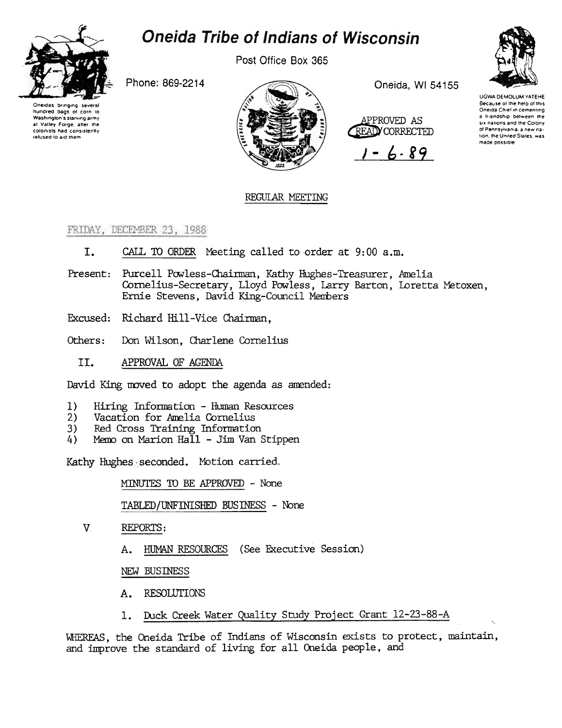# Oneida Tribe of Indians of Wisconsin

Oneidas bringing several hundred bags of corn to Washington's starving army at Valley Forge, after the colonists had consistently refused to aid them

Post Office Box 365

Phone: 869-2214

Oneida, WI 54155

UGWA DEMOLUM YATEHE
Because of the help of this Oneida Chief in cementing a friendship between the six nations and the Colony of Pennsylvania, a new nation, the United States, was made possible

APPROVED AS READ/CORRECTED
1-6-89

REGULAR MEETING

FRIDAY, DECEMBER 23, 1988

I. CALL TO ORDER Meeting called to order at 9:00 a.m.

Present: Purcell Powless-Chairman, Kathy Hughes-Treasurer, Amelia Cornelius-Secretary, Lloyd Powless, Larry Barton, Loretta Metoxen, Ernie Stevens, David King-Council Members

Excused: Richard Hill-Vice Chairman,

Others: Don Wilson, Charlene Cornelius

II. APPROVAL OF AGENDA

David King moved to adopt the agenda as amended:

1) Hiring Information - Human Resources
2) Vacation for Amelia Cornelius
3) Red Cross Training Information
4) Memo on Marion Hall - Jim Van Stippen

Kathy Hughes seconded. Motion carried.

MINUTES TO BE APPROVED - None

TABLED/UNFINISHED BUSINESS - None

V. REPORTS:

A. HUMAN RESOURCES (See Executive Session)

NEW BUSINESS

A. RESOLUTIONS

1. Duck Creek Water Quality Study Project Grant 12-23-88-A

WHEREAS, the Oneida Tribe of Indians of Wisconsin exists to protect, maintain, and improve the standard of living for all Oneida people, and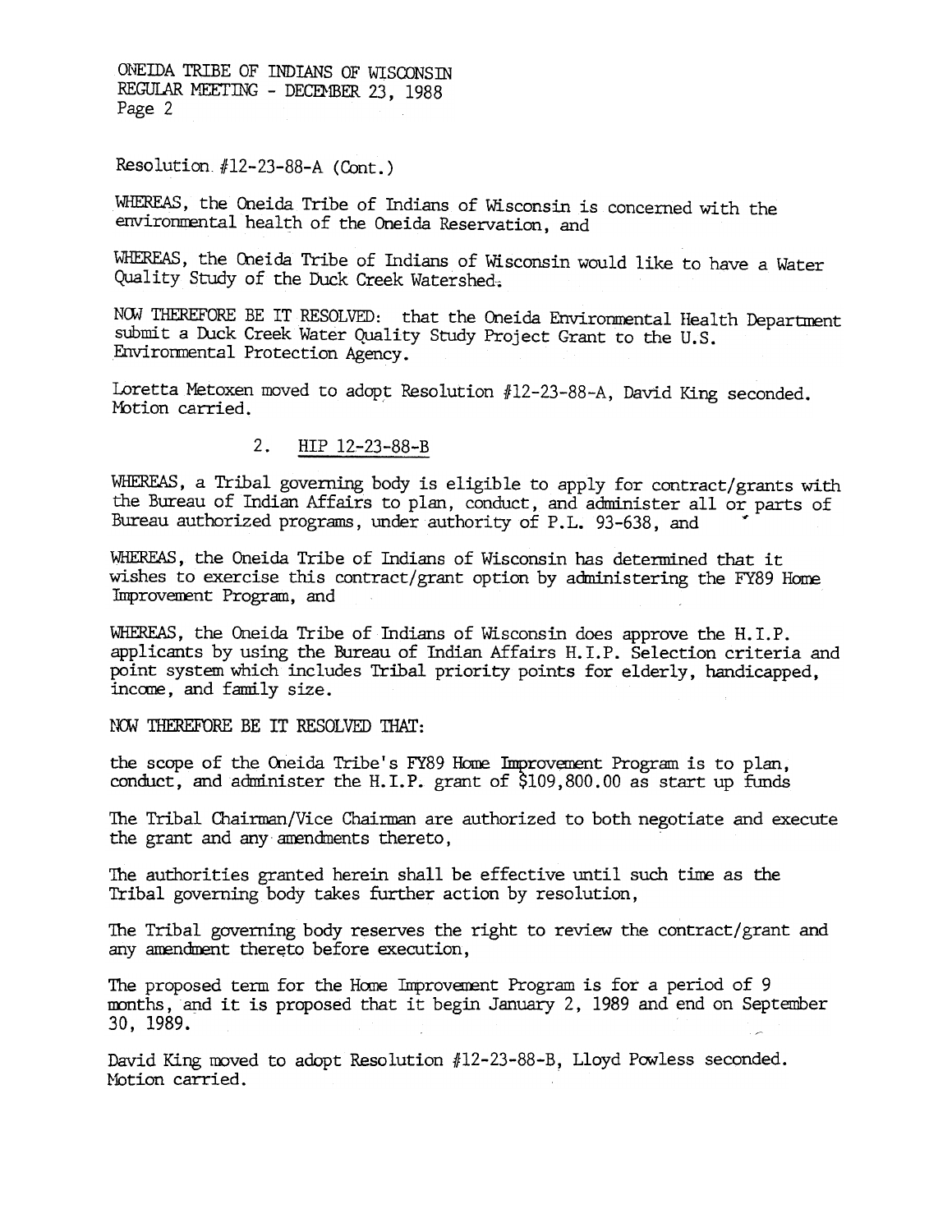Resolution #12-23-88-A (Cont.)

WHEREAS, the Oneida Tribe of Indians of Wisconsin is concerned with the environmental health of the Oneida Reservation, and

WHEREAS, the Oneida Tribe of Indians of Wisconsin would like to have a Water Quality Study of the Duck Creek Watershed.

NOW THEREFORE BE IT RESOLVED: that the Oneida Environmental Health Department submit a Duck Creek Water Quality Study Project Grant to the U.S. Environmental Protection Agency.

Loretta Metoxen moved to adopt Resolution #12-23-88-A, David King seconded. Motion carried.

2. HIP 12-23-88-B

WHEREAS, a Tribal governing body is eligible to apply for contract/grants with the Bureau of Indian Affairs to plan, conduct, and administer all or parts of Bureau authorized programs, under authority of P.L. 93-638, and

WHEREAS, the Oneida Tribe of Indians of Wisconsin has determined that it wishes to exercise this contract/grant option by administering the FY89 Home Improvement Program, and

WHEREAS, the Oneida Tribe of Indians of Wisconsin does approve the H.I.P. applicants by using the Bureau of Indian Affairs H.I.P. Selection criteria and point system which includes Tribal priority points for elderly, handicapped, income, and family size.

NOW THEREFORE BE IT RESOLVED THAT:

the scope of the Oneida Tribe's FY89 Home Improvement Program is to plan, conduct, and administer the H.I.P. grant of $109,800.00 as start up funds

The Tribal Chairman/Vice Chairman are authorized to both negotiate and execute the grant and any amendments thereto,

The authorities granted herein shall be effective until such time as the Tribal governing body takes further action by resolution,

The Tribal governing body reserves the right to review the contract/grant and any amendment thereto before execution,

The proposed term for the Home Improvement Program is for a period of 9 months, and it is proposed that it begin January 2, 1989 and end on September 30, 1989.

David King moved to adopt Resolution #12-23-88-B, Lloyd Powless seconded. Motion carried.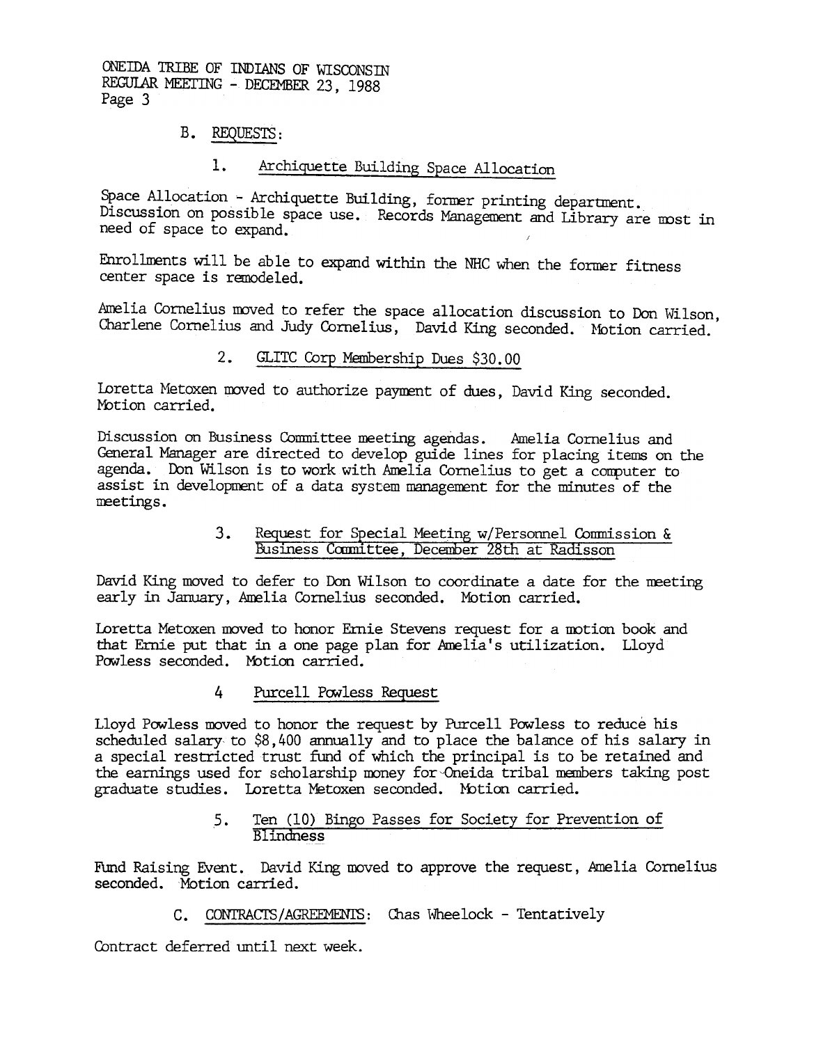ONEIDA TRIBE OF INDIANS OF WISCONSIN
REGULAR MEETING - DECEMBER 23, 1988
Page 3

B. REQUESTS:

1. Archiquette Building Space Allocation

Space Allocation - Archiquette Building, former printing department. Discussion on possible space use. Records Management and Library are most in need of space to expand.

Enrollments will be able to expand within the NHC when the former fitness center space is remodeled.

Amelia Cornelius moved to refer the space allocation discussion to Don Wilson, Charlene Cornelius and Judy Cornelius, David King seconded. Motion carried.

2. GLITC Corp Membership Dues $30.00

Loretta Metoxen moved to authorize payment of dues, David King seconded. Motion carried.

Discussion on Business Committee meeting agendas. Amelia Cornelius and General Manager are directed to develop guide lines for placing items on the agenda. Don Wilson is to work with Amelia Cornelius to get a computer to assist in development of a data system management for the minutes of the meetings.

3. Request for Special Meeting w/Personnel Commission & Business Committee, December 28th at Radisson

David King moved to defer to Don Wilson to coordinate a date for the meeting early in January, Amelia Cornelius seconded. Motion carried.

Loretta Metoxen moved to honor Ernie Stevens request for a motion book and that Ernie put that in a one page plan for Amelia's utilization. Lloyd Powless seconded. Motion carried.

4 Purcell Powless Request

Lloyd Powless moved to honor the request by Purcell Powless to reduce his scheduled salary to $8,400 annually and to place the balance of his salary in a special restricted trust fund of which the principal is to be retained and the earnings used for scholarship money for Oneida tribal members taking post graduate studies. Loretta Metoxen seconded. Motion carried.

5. Ten (10) Bingo Passes for Society for Prevention of Blindness

Fund Raising Event. David King moved to approve the request, Amelia Cornelius seconded. Motion carried.

C. CONTRACTS/AGREEMENTS: Chas Wheelock - Tentatively

Contract deferred until next week.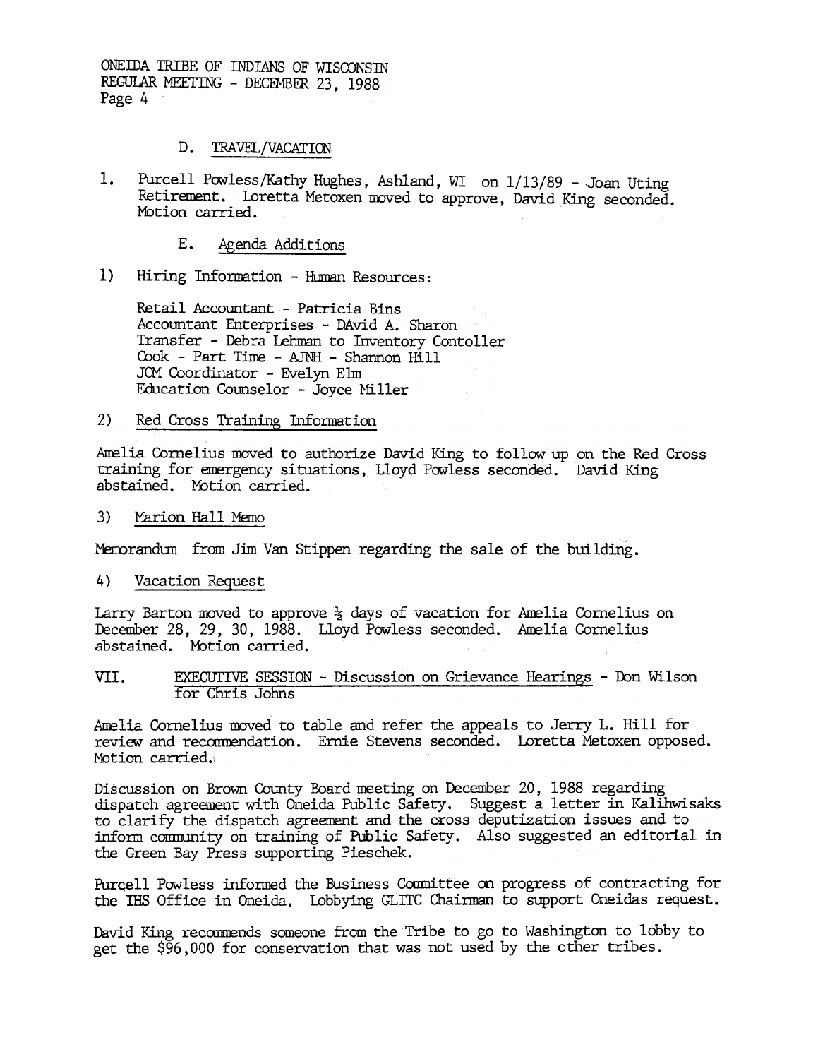ONEIDA TRIBE OF INDIANS OF WISCONSIN
REGULAR MEETING - DECEMBER 23, 1988

### D. TRAVEL/VACATION

1. Purcell Powless/Kathy Hughes, Ashland, WI on 1/13/89 - Joan Uting Retirement. Loretta Metoxen moved to approve, David King seconded. Motion carried.

### E. Agenda Additions

1) Hiring Information - Human Resources:

   Retail Accountant - Patricia Bins
   Accountant Enterprises - DAvid A. Sharon
   Transfer - Debra Lehman to Inventory Contoller
   Cook - Part Time - AJNH - Shannon Hill
   JOM Coordinator - Evelyn Elm
   Education Counselor - Joyce Miller

2) Red Cross Training Information

Amelia Cornelius moved to authorize David King to follow up on the Red Cross training for emergency situations, Lloyd Powless seconded. David King abstained. Motion carried.

3) Marion Hall Memo

Memorandum from Jim Van Stippen regarding the sale of the building.

4) Vacation Request

Larry Barton moved to approve ½ days of vacation for Amelia Cornelius on December 28, 29, 30, 1988. Lloyd Powless seconded. Amelia Cornelius abstained. Motion carried.

## VII. EXECUTIVE SESSION - Discussion on Grievance Hearings - Don Wilson for Chris Johns

Amelia Cornelius moved to table and refer the appeals to Jerry L. Hill for review and recommendation. Ernie Stevens seconded. Loretta Metoxen opposed. Motion carried.

Discussion on Brown County Board meeting on December 20, 1988 regarding dispatch agreement with Oneida Public Safety. Suggest a letter in Kalihwisaks to clarify the dispatch agreement and the cross deputization issues and to inform community on training of Public Safety. Also suggested an editorial in the Green Bay Press supporting Pieschek.

Purcell Powless informed the Business Committee on progress of contracting for the IHS Office in Oneida. Lobbying GLITC Chairman to support Oneidas request.

David King recommends someone from the Tribe to go to Washington to lobby to get the $96,000 for conservation that was not used by the other tribes.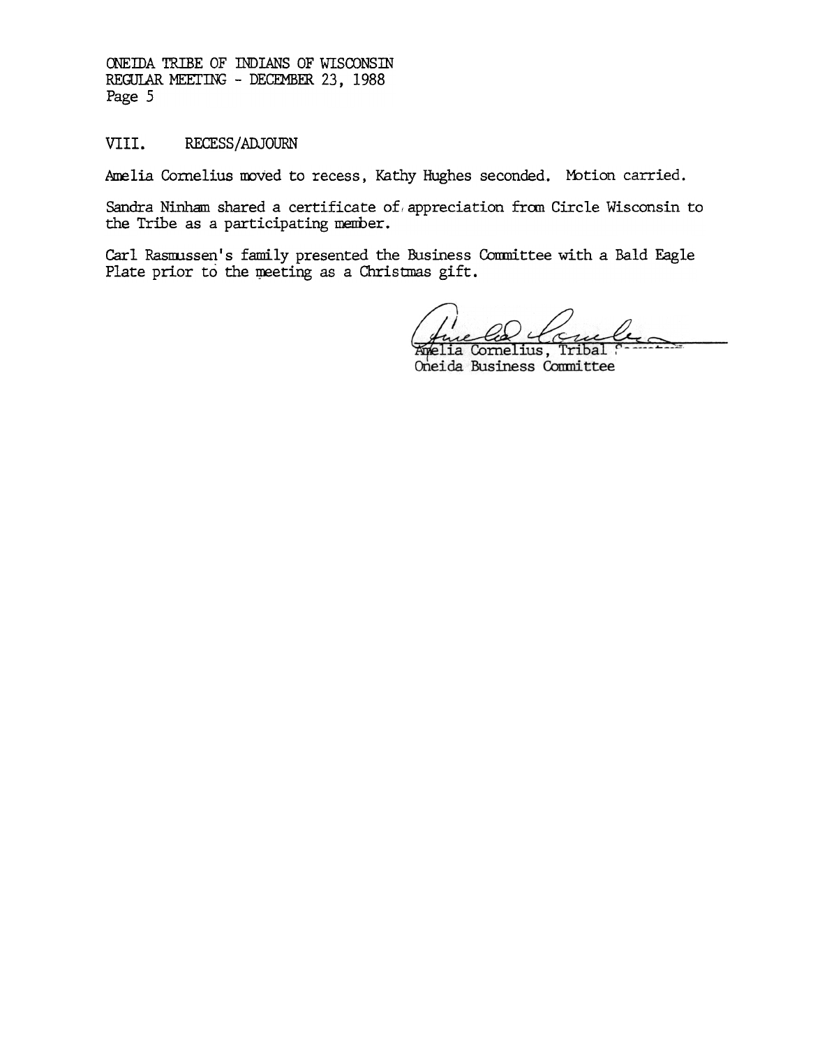## VIII. RECESS/ADJOURN

Amelia Cornelius moved to recess, Kathy Hughes seconded. Motion carried.

Sandra Ninham shared a certificate of appreciation from Circle Wisconsin to the Tribe as a participating member.

Carl Rasmussen's family presented the Business Committee with a Bald Eagle Plate prior to the meeting as a Christmas gift.

Amelia Cornelius, Tribal Secretary
Oneida Business Committee